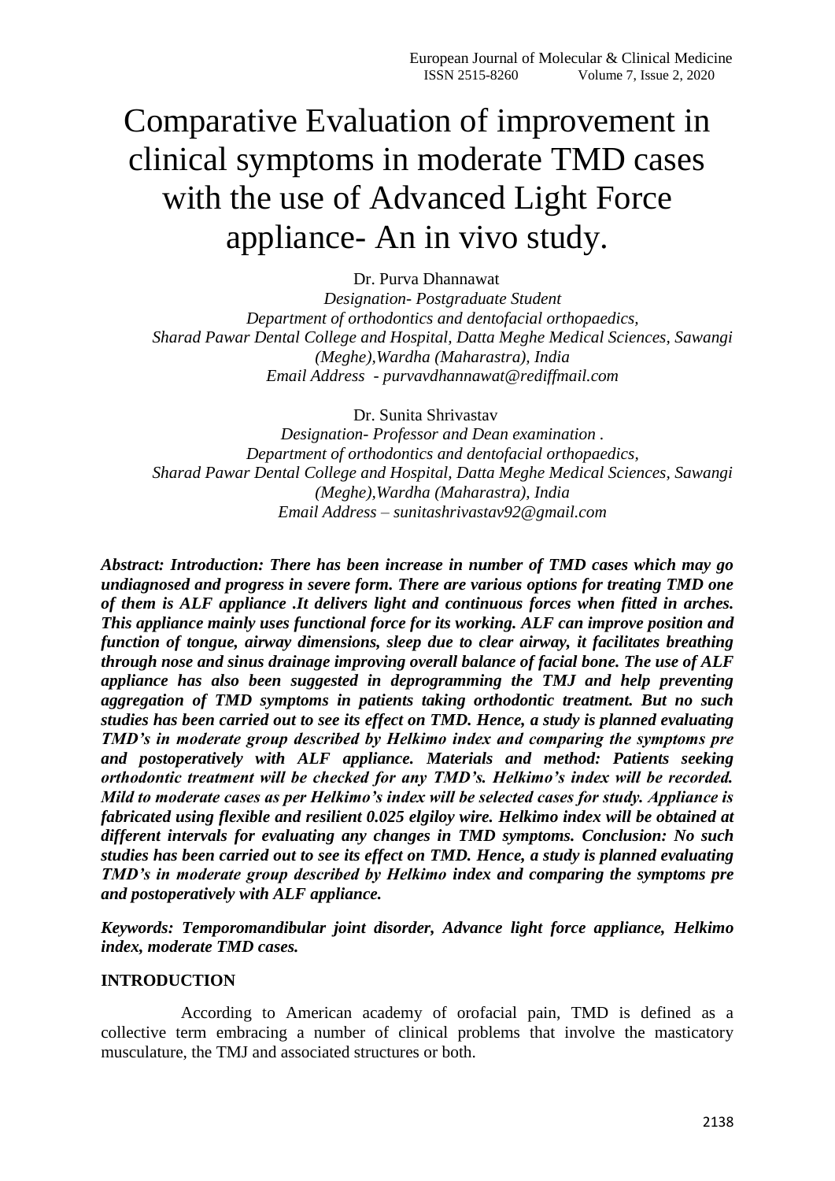# Comparative Evaluation of improvement in clinical symptoms in moderate TMD cases with the use of Advanced Light Force appliance- An in vivo study.

Dr. Purva Dhannawat

*Designation- Postgraduate Student*
*Department of orthodontics and dentofacial orthopaedics,*
*Sharad Pawar Dental College and Hospital, Datta Meghe Medical Sciences, Sawangi (Meghe),Wardha (Maharastra), India*
*Email Address - purvavdhannawat@rediffmail.com*

Dr. Sunita Shrivastav

*Designation- Professor and Dean examination .*
*Department of orthodontics and dentofacial orthopaedics,*
*Sharad Pawar Dental College and Hospital, Datta Meghe Medical Sciences, Sawangi (Meghe),Wardha (Maharastra), India*
*Email Address – sunitashrivastav92@gmail.com*

***Abstract: Introduction: There has been increase in number of TMD cases which may go undiagnosed and progress in severe form. There are various options for treating TMD one of them is ALF appliance .It delivers light and continuous forces when fitted in arches. This appliance mainly uses functional force for its working. ALF can improve position and function of tongue, airway dimensions, sleep due to clear airway, it facilitates breathing through nose and sinus drainage improving overall balance of facial bone. The use of ALF appliance has also been suggested in deprogramming the TMJ and help preventing aggregation of TMD symptoms in patients taking orthodontic treatment. But no such studies has been carried out to see its effect on TMD. Hence, a study is planned evaluating TMD's in moderate group described by Helkimo index and comparing the symptoms pre and postoperatively with ALF appliance. Materials and method: Patients seeking orthodontic treatment will be checked for any TMD's. Helkimo's index will be recorded. Mild to moderate cases as per Helkimo's index will be selected cases for study. Appliance is fabricated using flexible and resilient 0.025 elgiloy wire. Helkimo index will be obtained at different intervals for evaluating any changes in TMD symptoms. Conclusion: No such studies has been carried out to see its effect on TMD. Hence, a study is planned evaluating TMD's in moderate group described by Helkimo index and comparing the symptoms pre and postoperatively with ALF appliance.***

***Keywords: Temporomandibular joint disorder, Advance light force appliance, Helkimo index, moderate TMD cases.***

## INTRODUCTION

According to American academy of orofacial pain, TMD is defined as a collective term embracing a number of clinical problems that involve the masticatory musculature, the TMJ and associated structures or both.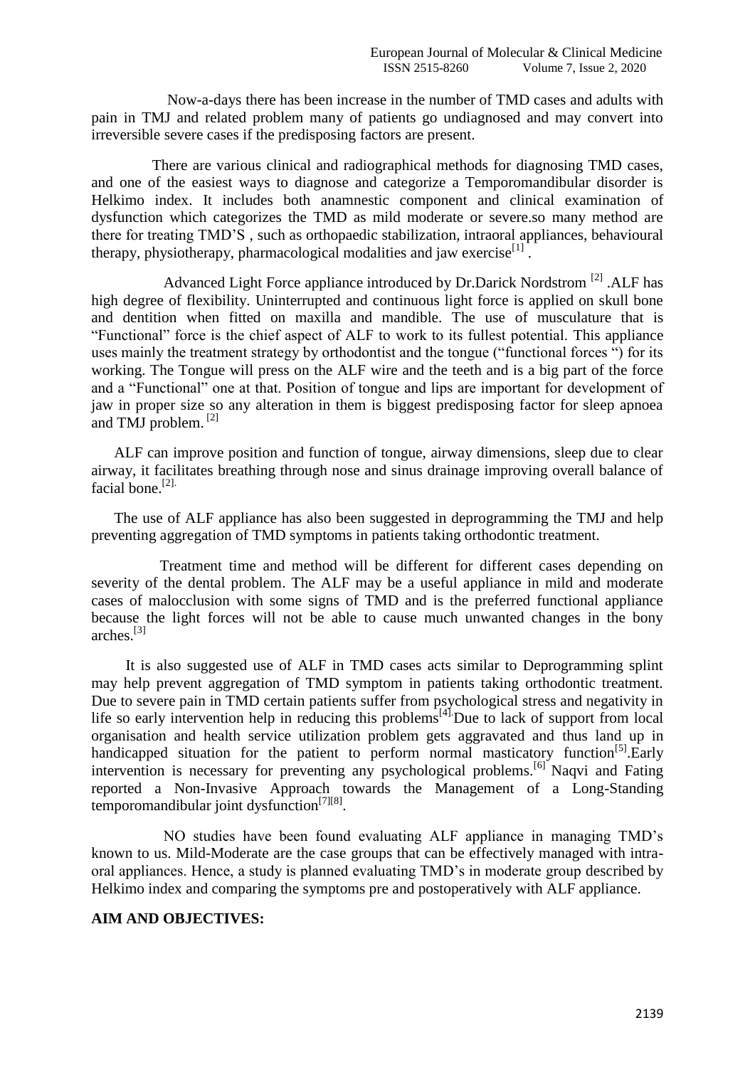Now-a-days there has been increase in the number of TMD cases and adults with pain in TMJ and related problem many of patients go undiagnosed and may convert into irreversible severe cases if the predisposing factors are present.

There are various clinical and radiographical methods for diagnosing TMD cases, and one of the easiest ways to diagnose and categorize a Temporomandibular disorder is Helkimo index. It includes both anamnestic component and clinical examination of dysfunction which categorizes the TMD as mild moderate or severe.so many method are there for treating TMD'S , such as orthopaedic stabilization, intraoral appliances, behavioural therapy, physiotherapy, pharmacological modalities and jaw exercise[1] .

Advanced Light Force appliance introduced by Dr.Darick Nordstrom [2] .ALF has high degree of flexibility. Uninterrupted and continuous light force is applied on skull bone and dentition when fitted on maxilla and mandible. The use of musculature that is "Functional" force is the chief aspect of ALF to work to its fullest potential. This appliance uses mainly the treatment strategy by orthodontist and the tongue ("functional forces ") for its working. The Tongue will press on the ALF wire and the teeth and is a big part of the force and a "Functional" one at that. Position of tongue and lips are important for development of jaw in proper size so any alteration in them is biggest predisposing factor for sleep apnoea and TMJ problem. [2]

ALF can improve position and function of tongue, airway dimensions, sleep due to clear airway, it facilitates breathing through nose and sinus drainage improving overall balance of facial bone.[2].

The use of ALF appliance has also been suggested in deprogramming the TMJ and help preventing aggregation of TMD symptoms in patients taking orthodontic treatment.

Treatment time and method will be different for different cases depending on severity of the dental problem. The ALF may be a useful appliance in mild and moderate cases of malocclusion with some signs of TMD and is the preferred functional appliance because the light forces will not be able to cause much unwanted changes in the bony arches.[3]

It is also suggested use of ALF in TMD cases acts similar to Deprogramming splint may help prevent aggregation of TMD symptom in patients taking orthodontic treatment. Due to severe pain in TMD certain patients suffer from psychological stress and negativity in life so early intervention help in reducing this problems[4].Due to lack of support from local organisation and health service utilization problem gets aggravated and thus land up in handicapped situation for the patient to perform normal masticatory function[5].Early intervention is necessary for preventing any psychological problems.[6] Naqvi and Fating reported a Non-Invasive Approach towards the Management of a Long-Standing temporomandibular joint dysfunction[7][8].

NO studies have been found evaluating ALF appliance in managing TMD's known to us. Mild-Moderate are the case groups that can be effectively managed with intra-oral appliances. Hence, a study is planned evaluating TMD's in moderate group described by Helkimo index and comparing the symptoms pre and postoperatively with ALF appliance.

**AIM AND OBJECTIVES:**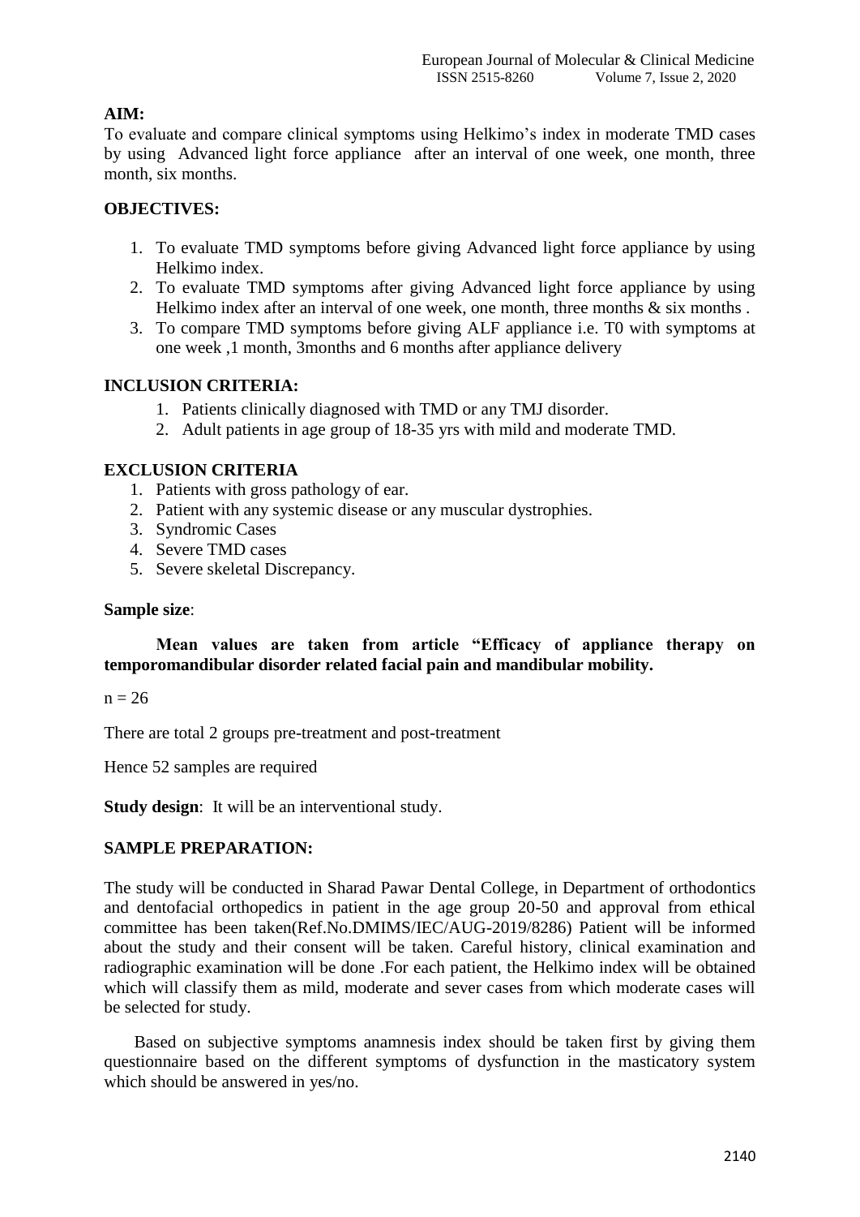**AIM:**

To evaluate and compare clinical symptoms using Helkimo's index in moderate TMD cases by using Advanced light force appliance after an interval of one week, one month, three month, six months.

**OBJECTIVES:**

1. To evaluate TMD symptoms before giving Advanced light force appliance by using Helkimo index.
2. To evaluate TMD symptoms after giving Advanced light force appliance by using Helkimo index after an interval of one week, one month, three months & six months .
3. To compare TMD symptoms before giving ALF appliance i.e. T0 with symptoms at one week ,1 month, 3months and 6 months after appliance delivery

**INCLUSION CRITERIA:**

1. Patients clinically diagnosed with TMD or any TMJ disorder.
2. Adult patients in age group of 18-35 yrs with mild and moderate TMD.

**EXCLUSION CRITERIA**

1. Patients with gross pathology of ear.
2. Patient with any systemic disease or any muscular dystrophies.
3. Syndromic Cases
4. Severe TMD cases
5. Severe skeletal Discrepancy.

**Sample size**:

**Mean values are taken from article "Efficacy of appliance therapy on temporomandibular disorder related facial pain and mandibular mobility.**

n = 26

There are total 2 groups pre-treatment and post-treatment

Hence 52 samples are required

**Study design**: It will be an interventional study.

**SAMPLE PREPARATION:**

The study will be conducted in Sharad Pawar Dental College, in Department of orthodontics and dentofacial orthopedics in patient in the age group 20-50 and approval from ethical committee has been taken(Ref.No.DMIMS/IEC/AUG-2019/8286) Patient will be informed about the study and their consent will be taken. Careful history, clinical examination and radiographic examination will be done .For each patient, the Helkimo index will be obtained which will classify them as mild, moderate and sever cases from which moderate cases will be selected for study.

Based on subjective symptoms anamnesis index should be taken first by giving them questionnaire based on the different symptoms of dysfunction in the masticatory system which should be answered in yes/no.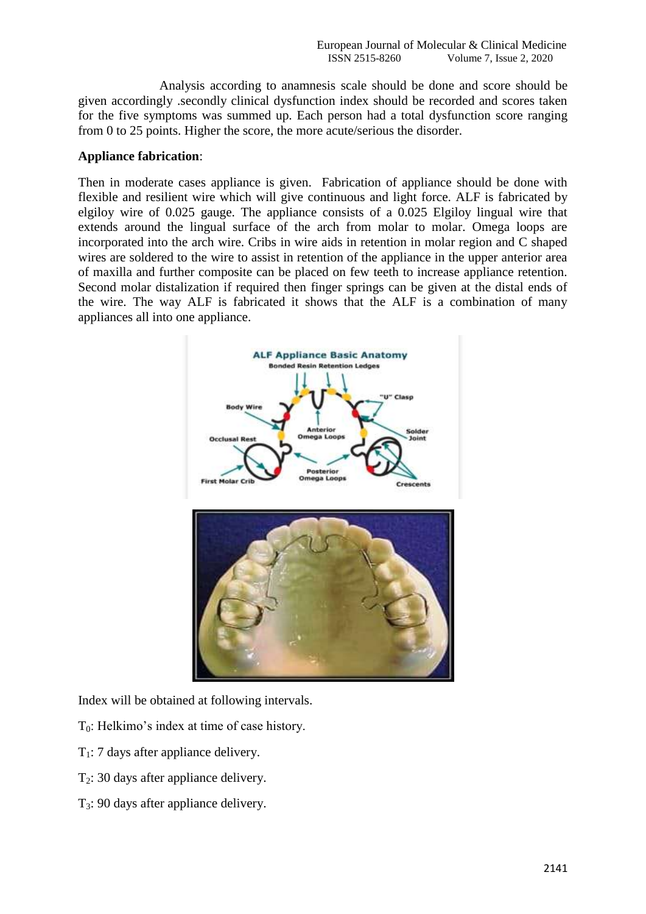Analysis according to anamnesis scale should be done and score should be given accordingly .secondly clinical dysfunction index should be recorded and scores taken for the five symptoms was summed up. Each person had a total dysfunction score ranging from 0 to 25 points. Higher the score, the more acute/serious the disorder.

**Appliance fabrication**:

Then in moderate cases appliance is given. Fabrication of appliance should be done with flexible and resilient wire which will give continuous and light force. ALF is fabricated by elgiloy wire of 0.025 gauge. The appliance consists of a 0.025 Elgiloy lingual wire that extends around the lingual surface of the arch from molar to molar. Omega loops are incorporated into the arch wire. Cribs in wire aids in retention in molar region and C shaped wires are soldered to the wire to assist in retention of the appliance in the upper anterior area of maxilla and further composite can be placed on few teeth to increase appliance retention. Second molar distalization if required then finger springs can be given at the distal ends of the wire. The way ALF is fabricated it shows that the ALF is a combination of many appliances all into one appliance.

Index will be obtained at following intervals.

$T_0$: Helkimo's index at time of case history.

$T_1$: 7 days after appliance delivery.

$T_2$: 30 days after appliance delivery.

$T_3$: 90 days after appliance delivery.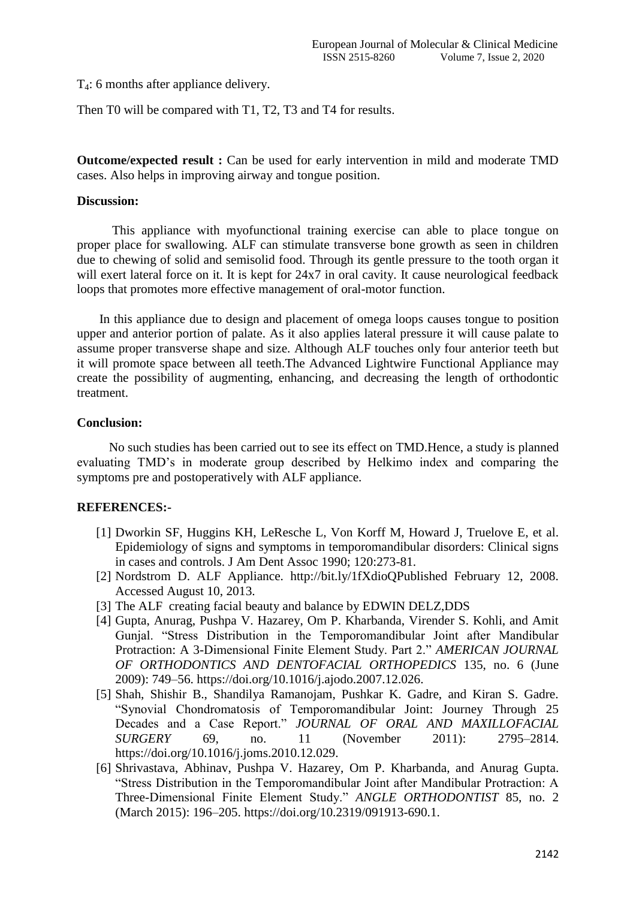$T_4$: 6 months after appliance delivery.

Then T0 will be compared with T1, T2, T3 and T4 for results.

**Outcome/expected result :** Can be used for early intervention in mild and moderate TMD cases. Also helps in improving airway and tongue position.

**Discussion:**

This appliance with myofunctional training exercise can able to place tongue on proper place for swallowing. ALF can stimulate transverse bone growth as seen in children due to chewing of solid and semisolid food. Through its gentle pressure to the tooth organ it will exert lateral force on it. It is kept for 24x7 in oral cavity. It cause neurological feedback loops that promotes more effective management of oral-motor function.

In this appliance due to design and placement of omega loops causes tongue to position upper and anterior portion of palate. As it also applies lateral pressure it will cause palate to assume proper transverse shape and size. Although ALF touches only four anterior teeth but it will promote space between all teeth.The Advanced Lightwire Functional Appliance may create the possibility of augmenting, enhancing, and decreasing the length of orthodontic treatment.

**Conclusion:**

No such studies has been carried out to see its effect on TMD.Hence, a study is planned evaluating TMD's in moderate group described by Helkimo index and comparing the symptoms pre and postoperatively with ALF appliance.

**REFERENCES:-**

[1] Dworkin SF, Huggins KH, LeResche L, Von Korff M, Howard J, Truelove E, et al. Epidemiology of signs and symptoms in temporomandibular disorders: Clinical signs in cases and controls. J Am Dent Assoc 1990; 120:273-81.

[2] Nordstrom D. ALF Appliance. http://bit.ly/1fXdioQPublished February 12, 2008. Accessed August 10, 2013.

[3] The ALF creating facial beauty and balance by EDWIN DELZ,DDS

[4] Gupta, Anurag, Pushpa V. Hazarey, Om P. Kharbanda, Virender S. Kohli, and Amit Gunjal. "Stress Distribution in the Temporomandibular Joint after Mandibular Protraction: A 3-Dimensional Finite Element Study. Part 2." *AMERICAN JOURNAL OF ORTHODONTICS AND DENTOFACIAL ORTHOPEDICS* 135, no. 6 (June 2009): 749–56. https://doi.org/10.1016/j.ajodo.2007.12.026.

[5] Shah, Shishir B., Shandilya Ramanojam, Pushkar K. Gadre, and Kiran S. Gadre. "Synovial Chondromatosis of Temporomandibular Joint: Journey Through 25 Decades and a Case Report." *JOURNAL OF ORAL AND MAXILLOFACIAL SURGERY* 69, no. 11 (November 2011): 2795–2814. https://doi.org/10.1016/j.joms.2010.12.029.

[6] Shrivastava, Abhinav, Pushpa V. Hazarey, Om P. Kharbanda, and Anurag Gupta. "Stress Distribution in the Temporomandibular Joint after Mandibular Protraction: A Three-Dimensional Finite Element Study." *ANGLE ORTHODONTIST* 85, no. 2 (March 2015): 196–205. https://doi.org/10.2319/091913-690.1.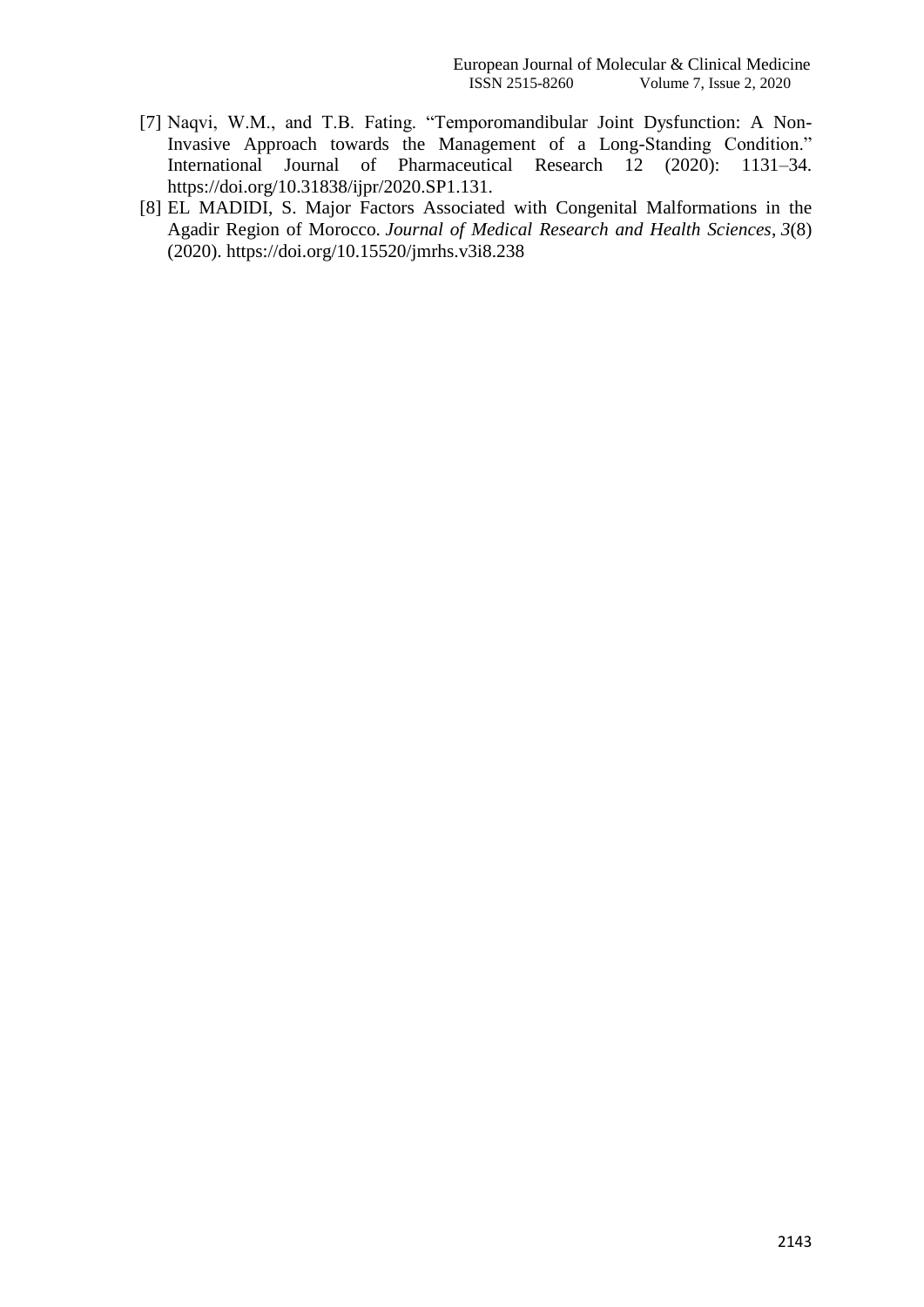[7] Naqvi, W.M., and T.B. Fating. "Temporomandibular Joint Dysfunction: A Non-Invasive Approach towards the Management of a Long-Standing Condition." International Journal of Pharmaceutical Research 12 (2020): 1131–34. https://doi.org/10.31838/ijpr/2020.SP1.131.

[8] EL MADIDI, S. Major Factors Associated with Congenital Malformations in the Agadir Region of Morocco. *Journal of Medical Research and Health Sciences*, *3*(8) (2020). https://doi.org/10.15520/jmrhs.v3i8.238